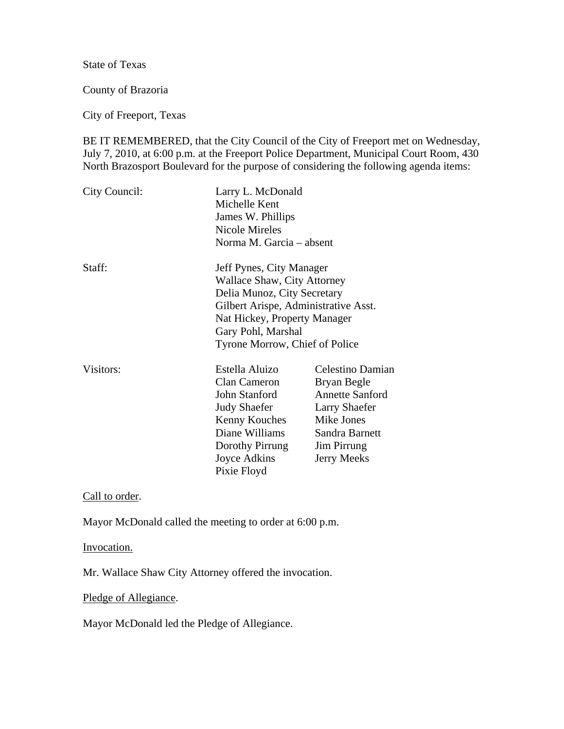State of Texas

County of Brazoria

City of Freeport, Texas

BE IT REMEMBERED, that the City Council of the City of Freeport met on Wednesday, July 7, 2010, at 6:00 p.m. at the Freeport Police Department, Municipal Court Room, 430 North Brazosport Boulevard for the purpose of considering the following agenda items:

| | | |
|---|---|---|
| City Council: | Larry L. McDonald | |
| | Michelle Kent | |
| | James W. Phillips | |
| | Nicole Mireles | |
| | Norma M. Garcia – absent | |
| Staff: | Jeff Pynes, City Manager | |
| | Wallace Shaw, City Attorney | |
| | Delia Munoz, City Secretary | |
| | Gilbert Arispe, Administrative Asst. | |
| | Nat Hickey, Property Manager | |
| | Gary Pohl, Marshal | |
| | Tyrone Morrow, Chief of Police | |
| Visitors: | Estella Aluizo | Celestino Damian |
| | Clan Cameron | Bryan Begle |
| | John Stanford | Annette Sanford |
| | Judy Shaefer | Larry Shaefer |
| | Kenny Kouches | Mike Jones |
| | Diane Williams | Sandra Barnett |
| | Dorothy Pirrung | Jim Pirrung |
| | Joyce Adkins | Jerry Meeks |
| | Pixie Floyd | |

Call to order.

Mayor McDonald called the meeting to order at 6:00 p.m.

Invocation.

Mr. Wallace Shaw City Attorney offered the invocation.

Pledge of Allegiance.

Mayor McDonald led the Pledge of Allegiance.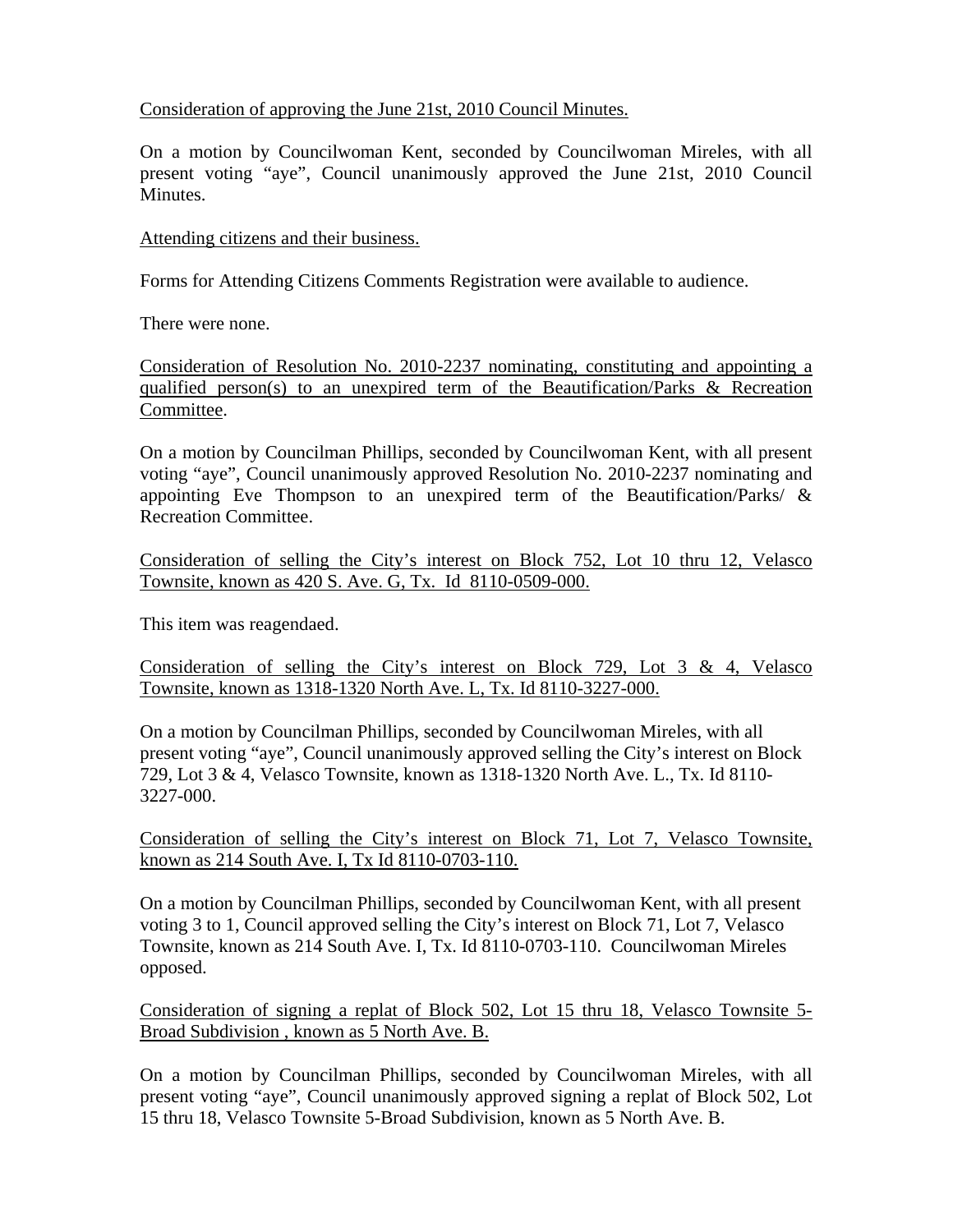Consideration of approving the June 21st, 2010 Council Minutes.

On a motion by Councilwoman Kent, seconded by Councilwoman Mireles, with all present voting "aye", Council unanimously approved the June 21st, 2010 Council Minutes.

Attending citizens and their business.

Forms for Attending Citizens Comments Registration were available to audience.

There were none.

Consideration of Resolution No. 2010-2237 nominating, constituting and appointing a qualified person(s) to an unexpired term of the Beautification/Parks & Recreation Committee.

On a motion by Councilman Phillips, seconded by Councilwoman Kent, with all present voting "aye", Council unanimously approved Resolution No. 2010-2237 nominating and appointing Eve Thompson to an unexpired term of the Beautification/Parks/ & Recreation Committee.

Consideration of selling the City's interest on Block 752, Lot 10 thru 12, Velasco Townsite, known as 420 S. Ave. G, Tx. Id 8110-0509-000.

This item was reagendaed.

Consideration of selling the City's interest on Block 729, Lot 3 & 4, Velasco Townsite, known as 1318-1320 North Ave. L, Tx. Id 8110-3227-000.

On a motion by Councilman Phillips, seconded by Councilwoman Mireles, with all present voting "aye", Council unanimously approved selling the City's interest on Block 729, Lot 3 & 4, Velasco Townsite, known as 1318-1320 North Ave. L., Tx. Id 8110-3227-000.

Consideration of selling the City's interest on Block 71, Lot 7, Velasco Townsite, known as 214 South Ave. I, Tx Id 8110-0703-110.

On a motion by Councilman Phillips, seconded by Councilwoman Kent, with all present voting 3 to 1, Council approved selling the City's interest on Block 71, Lot 7, Velasco Townsite, known as 214 South Ave. I, Tx. Id 8110-0703-110. Councilwoman Mireles opposed.

Consideration of signing a replat of Block 502, Lot 15 thru 18, Velasco Townsite 5-Broad Subdivision , known as 5 North Ave. B.

On a motion by Councilman Phillips, seconded by Councilwoman Mireles, with all present voting "aye", Council unanimously approved signing a replat of Block 502, Lot 15 thru 18, Velasco Townsite 5-Broad Subdivision, known as 5 North Ave. B.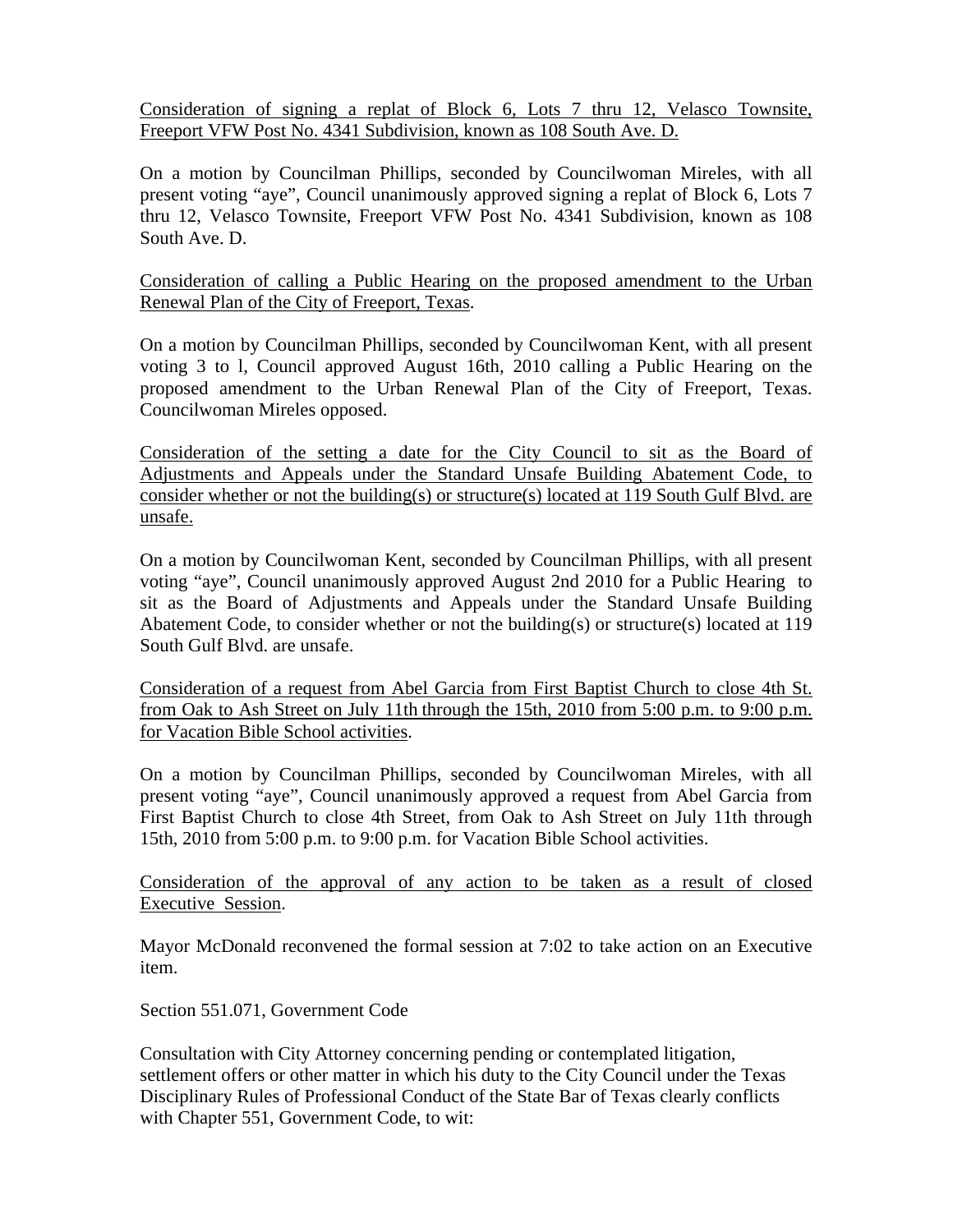Consideration of signing a replat of Block 6, Lots 7 thru 12, Velasco Townsite, Freeport VFW Post No. 4341 Subdivision, known as 108 South Ave. D.

On a motion by Councilman Phillips, seconded by Councilwoman Mireles, with all present voting "aye", Council unanimously approved signing a replat of Block 6, Lots 7 thru 12, Velasco Townsite, Freeport VFW Post No. 4341 Subdivision, known as 108 South Ave. D.

Consideration of calling a Public Hearing on the proposed amendment to the Urban Renewal Plan of the City of Freeport, Texas.

On a motion by Councilman Phillips, seconded by Councilwoman Kent, with all present voting 3 to l, Council approved August 16th, 2010 calling a Public Hearing on the proposed amendment to the Urban Renewal Plan of the City of Freeport, Texas. Councilwoman Mireles opposed.

Consideration of the setting a date for the City Council to sit as the Board of Adjustments and Appeals under the Standard Unsafe Building Abatement Code, to consider whether or not the building(s) or structure(s) located at 119 South Gulf Blvd. are unsafe.

On a motion by Councilwoman Kent, seconded by Councilman Phillips, with all present voting "aye", Council unanimously approved August 2nd 2010 for a Public Hearing to sit as the Board of Adjustments and Appeals under the Standard Unsafe Building Abatement Code, to consider whether or not the building(s) or structure(s) located at 119 South Gulf Blvd. are unsafe.

Consideration of a request from Abel Garcia from First Baptist Church to close 4th St. from Oak to Ash Street on July 11th through the 15th, 2010 from 5:00 p.m. to 9:00 p.m. for Vacation Bible School activities.

On a motion by Councilman Phillips, seconded by Councilwoman Mireles, with all present voting "aye", Council unanimously approved a request from Abel Garcia from First Baptist Church to close 4th Street, from Oak to Ash Street on July 11th through 15th, 2010 from 5:00 p.m. to 9:00 p.m. for Vacation Bible School activities.

Consideration of the approval of any action to be taken as a result of closed Executive Session.

Mayor McDonald reconvened the formal session at 7:02 to take action on an Executive item.

Section 551.071, Government Code

Consultation with City Attorney concerning pending or contemplated litigation, settlement offers or other matter in which his duty to the City Council under the Texas Disciplinary Rules of Professional Conduct of the State Bar of Texas clearly conflicts with Chapter 551, Government Code, to wit: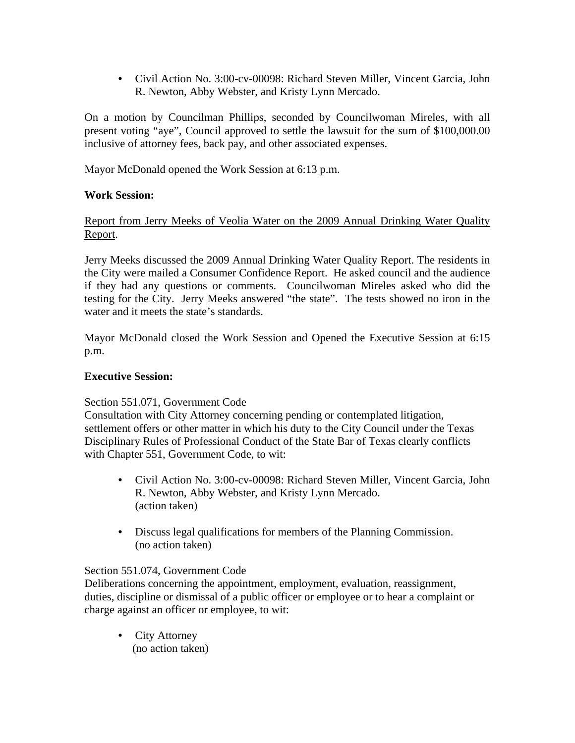- Civil Action No. 3:00-cv-00098: Richard Steven Miller, Vincent Garcia, John R. Newton, Abby Webster, and Kristy Lynn Mercado.

On a motion by Councilman Phillips, seconded by Councilwoman Mireles, with all present voting "aye", Council approved to settle the lawsuit for the sum of $100,000.00 inclusive of attorney fees, back pay, and other associated expenses.

Mayor McDonald opened the Work Session at 6:13 p.m.

**Work Session:**

<u>Report from Jerry Meeks of Veolia Water on the 2009 Annual Drinking Water Quality Report</u>.

Jerry Meeks discussed the 2009 Annual Drinking Water Quality Report. The residents in the City were mailed a Consumer Confidence Report. He asked council and the audience if they had any questions or comments. Councilwoman Mireles asked who did the testing for the City. Jerry Meeks answered "the state". The tests showed no iron in the water and it meets the state's standards.

Mayor McDonald closed the Work Session and Opened the Executive Session at 6:15 p.m.

**Executive Session:**

Section 551.071, Government Code
Consultation with City Attorney concerning pending or contemplated litigation, settlement offers or other matter in which his duty to the City Council under the Texas Disciplinary Rules of Professional Conduct of the State Bar of Texas clearly conflicts with Chapter 551, Government Code, to wit:

- Civil Action No. 3:00-cv-00098: Richard Steven Miller, Vincent Garcia, John R. Newton, Abby Webster, and Kristy Lynn Mercado.
  (action taken)

- Discuss legal qualifications for members of the Planning Commission.
  (no action taken)

Section 551.074, Government Code
Deliberations concerning the appointment, employment, evaluation, reassignment, duties, discipline or dismissal of a public officer or employee or to hear a complaint or charge against an officer or employee, to wit:

- City Attorney
  (no action taken)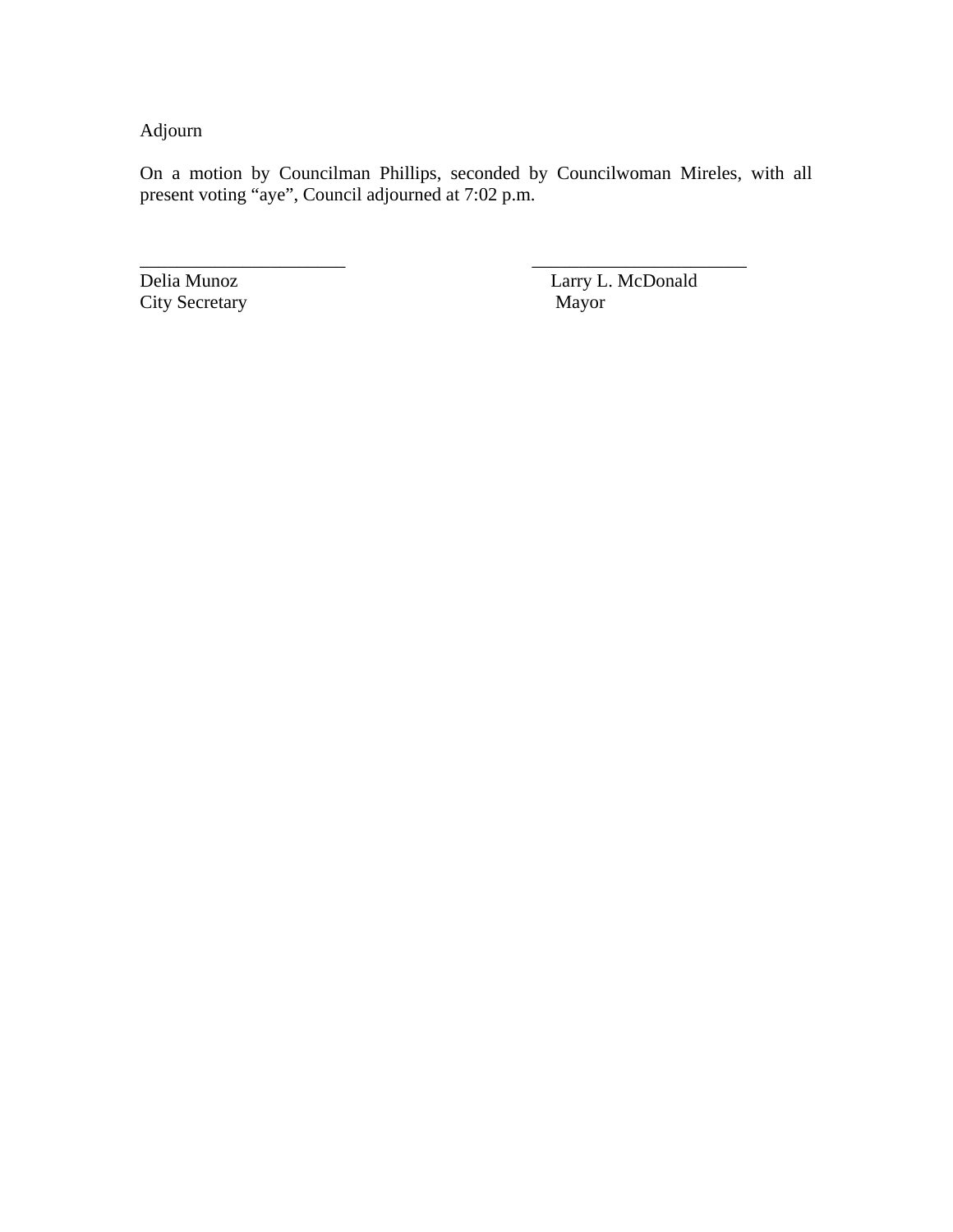Adjourn

On a motion by Councilman Phillips, seconded by Councilwoman Mireles, with all present voting "aye", Council adjourned at 7:02 p.m.

| | |
|---|---|
| ______________________ | ______________________ |
| Delia Munoz | Larry L. McDonald |
| City Secretary | Mayor |